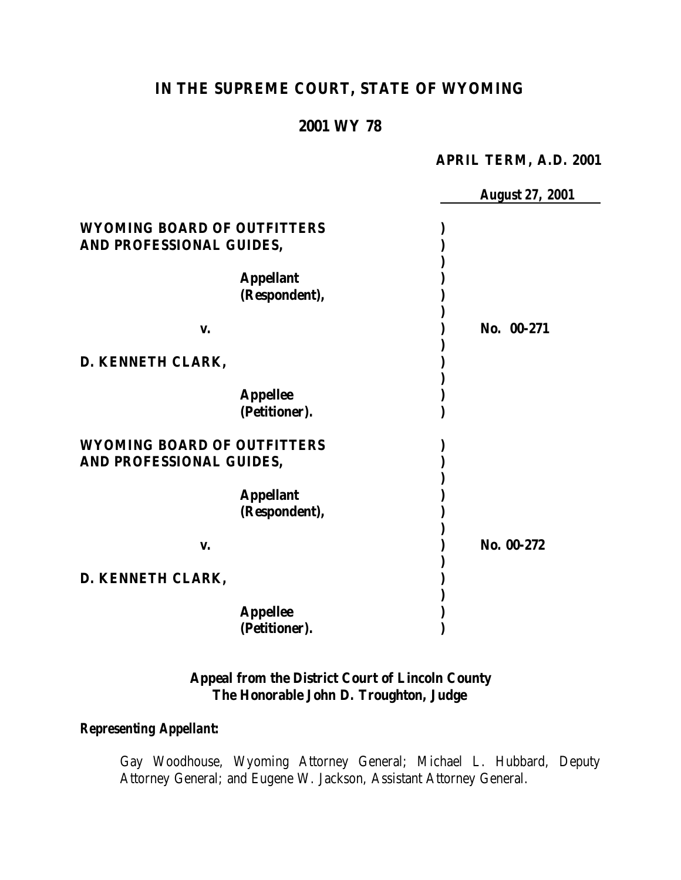# IN THE SUPREME COURT, STATE OF WYOMING

## 2001 WY 78

**APRIL TERM, A.D. 2001**

**August 27, 2001**

| | |
|---|---|
| **WYOMING BOARD OF OUTFITTERS AND PROFESSIONAL GUIDES,** <br><br> **Appellant (Respondent),** <br><br> **v.** <br><br> **D. KENNETH CLARK,** <br><br> **Appellee (Petitioner).** | **No. 00-271** |
| **WYOMING BOARD OF OUTFITTERS AND PROFESSIONAL GUIDES,** <br><br> **Appellant (Respondent),** <br><br> **v.** <br><br> **D. KENNETH CLARK,** <br><br> **Appellee (Petitioner).** | **No. 00-272** |

**Appeal from the District Court of Lincoln County**
**The Honorable John D. Troughton, Judge**

***Representing Appellant:***

Gay Woodhouse, Wyoming Attorney General; Michael L. Hubbard, Deputy Attorney General; and Eugene W. Jackson, Assistant Attorney General.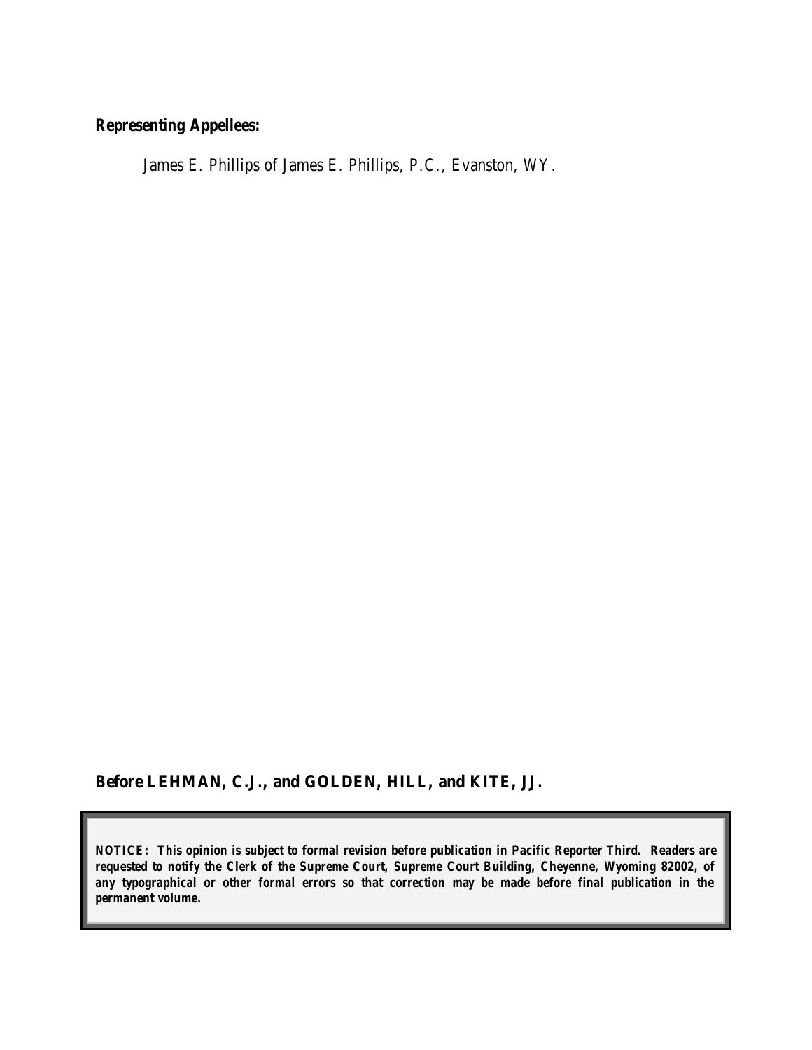**Representing Appellees:**

James E. Phillips of James E. Phillips, P.C., Evanston, WY.

**Before LEHMAN, C.J., and GOLDEN, HILL, and KITE, JJ.**

***NOTICE: This opinion is subject to formal revision before publication in Pacific Reporter Third. Readers are requested to notify the Clerk of the Supreme Court, Supreme Court Building, Cheyenne, Wyoming 82002, of any typographical or other formal errors so that correction may be made before final publication in the permanent volume.***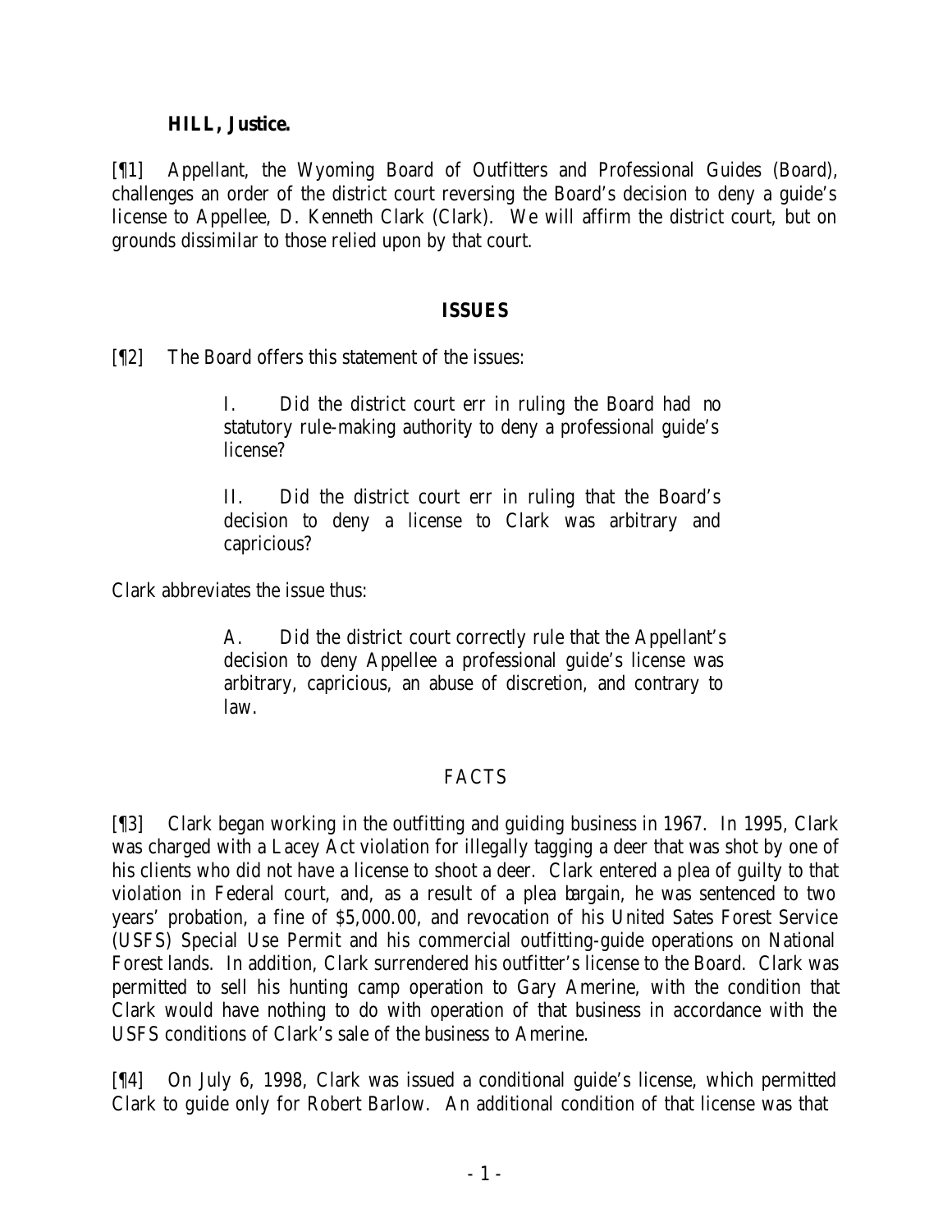**HILL, Justice.**

[¶1] Appellant, the Wyoming Board of Outfitters and Professional Guides (Board), challenges an order of the district court reversing the Board's decision to deny a guide's license to Appellee, D. Kenneth Clark (Clark). We will affirm the district court, but on grounds dissimilar to those relied upon by that court.

## ISSUES

[¶2] The Board offers this statement of the issues:

> I. Did the district court err in ruling the Board had no statutory rule-making authority to deny a professional guide's license?
>
> II. Did the district court err in ruling that the Board's decision to deny a license to Clark was arbitrary and capricious?

Clark abbreviates the issue thus:

> A. Did the district court correctly rule that the Appellant's decision to deny Appellee a professional guide's license was arbitrary, capricious, an abuse of discretion, and contrary to law.

## FACTS

[¶3] Clark began working in the outfitting and guiding business in 1967. In 1995, Clark was charged with a Lacey Act violation for illegally tagging a deer that was shot by one of his clients who did not have a license to shoot a deer. Clark entered a plea of guilty to that violation in Federal court, and, as a result of a plea bargain, he was sentenced to two years' probation, a fine of $5,000.00, and revocation of his United Sates Forest Service (USFS) Special Use Permit and his commercial outfitting-guide operations on National Forest lands. In addition, Clark surrendered his outfitter's license to the Board. Clark was permitted to sell his hunting camp operation to Gary Amerine, with the condition that Clark would have nothing to do with operation of that business in accordance with the USFS conditions of Clark's sale of the business to Amerine.

[¶4] On July 6, 1998, Clark was issued a conditional guide's license, which permitted Clark to guide only for Robert Barlow. An additional condition of that license was that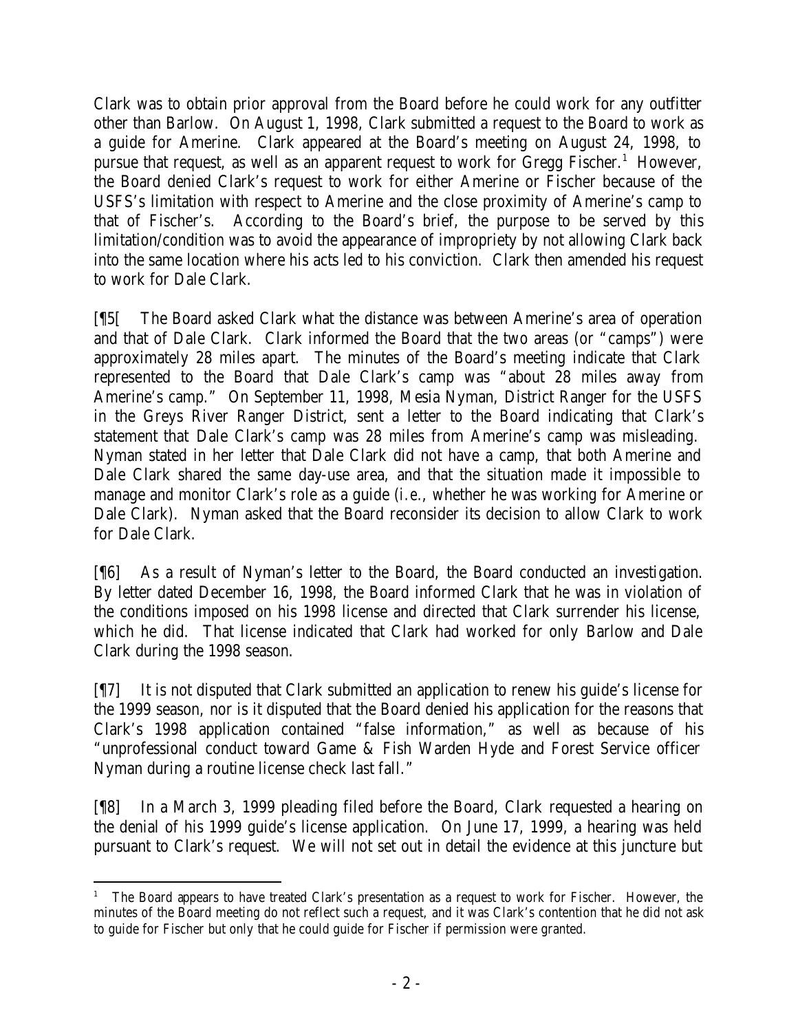Clark was to obtain prior approval from the Board before he could work for any outfitter other than Barlow. On August 1, 1998, Clark submitted a request to the Board to work as a guide for Amerine. Clark appeared at the Board's meeting on August 24, 1998, to pursue that request, as well as an apparent request to work for Gregg Fischer.[1] However, the Board denied Clark's request to work for either Amerine or Fischer because of the USFS's limitation with respect to Amerine and the close proximity of Amerine's camp to that of Fischer's. According to the Board's brief, the purpose to be served by this limitation/condition was to avoid the appearance of impropriety by not allowing Clark back into the same location where his acts led to his conviction. Clark then amended his request to work for Dale Clark.

[¶5[ The Board asked Clark what the distance was between Amerine's area of operation and that of Dale Clark. Clark informed the Board that the two areas (or "camps") were approximately 28 miles apart. The minutes of the Board's meeting indicate that Clark represented to the Board that Dale Clark's camp was "about 28 miles away from Amerine's camp." On September 11, 1998, Mesia Nyman, District Ranger for the USFS in the Greys River Ranger District, sent a letter to the Board indicating that Clark's statement that Dale Clark's camp was 28 miles from Amerine's camp was misleading. Nyman stated in her letter that Dale Clark did not have a camp, that both Amerine and Dale Clark shared the same day-use area, and that the situation made it impossible to manage and monitor Clark's role as a guide (*i.e.*, whether he was working for Amerine or Dale Clark). Nyman asked that the Board reconsider its decision to allow Clark to work for Dale Clark.

[¶6] As a result of Nyman's letter to the Board, the Board conducted an investigation. By letter dated December 16, 1998, the Board informed Clark that he was in violation of the conditions imposed on his 1998 license and directed that Clark surrender his license, which he did. That license indicated that Clark had worked for only Barlow and Dale Clark during the 1998 season.

[¶7] It is not disputed that Clark submitted an application to renew his guide's license for the 1999 season, nor is it disputed that the Board denied his application for the reasons that Clark's 1998 application contained "false information," as well as because of his "unprofessional conduct toward Game & Fish Warden Hyde and Forest Service officer Nyman during a routine license check last fall."

[¶8] In a March 3, 1999 pleading filed before the Board, Clark requested a hearing on the denial of his 1999 guide's license application. On June 17, 1999, a hearing was held pursuant to Clark's request. We will not set out in detail the evidence at this juncture but

---

[1] The Board appears to have treated Clark's presentation as a request to work for Fischer. However, the minutes of the Board meeting do not reflect such a request, and it was Clark's contention that he did not ask to guide for Fischer but only that he could guide for Fischer if permission were granted.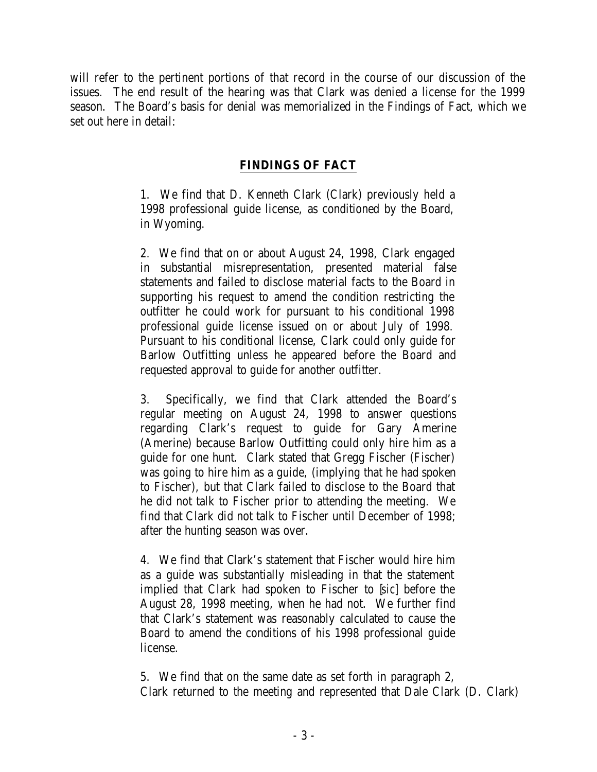will refer to the pertinent portions of that record in the course of our discussion of the issues. The end result of the hearing was that Clark was denied a license for the 1999 season. The Board's basis for denial was memorialized in the Findings of Fact, which we set out here in detail:

## FINDINGS OF FACT

> 1. We find that D. Kenneth Clark (Clark) previously held a 1998 professional guide license, as conditioned by the Board, in Wyoming.
>
> 2. We find that on or about August 24, 1998, Clark engaged in substantial misrepresentation, presented material false statements and failed to disclose material facts to the Board in supporting his request to amend the condition restricting the outfitter he could work for pursuant to his conditional 1998 professional guide license issued on or about July of 1998. Pursuant to his conditional license, Clark could only guide for Barlow Outfitting unless he appeared before the Board and requested approval to guide for another outfitter.
>
> 3. Specifically, we find that Clark attended the Board's regular meeting on August 24, 1998 to answer questions regarding Clark's request to guide for Gary Amerine (Amerine) because Barlow Outfitting could only hire him as a guide for one hunt. Clark stated that Gregg Fischer (Fischer) was going to hire him as a guide, (implying that he had spoken to Fischer), but that Clark failed to disclose to the Board that he did not talk to Fischer prior to attending the meeting. We find that Clark did not talk to Fischer until December of 1998; after the hunting season was over.
>
> 4. We find that Clark's statement that Fischer would hire him as a guide was substantially misleading in that the statement implied that Clark had spoken to Fischer to [sic] before the August 28, 1998 meeting, when he had not. We further find that Clark's statement was reasonably calculated to cause the Board to amend the conditions of his 1998 professional guide license.
>
> 5. We find that on the same date as set forth in paragraph 2, Clark returned to the meeting and represented that Dale Clark (D. Clark)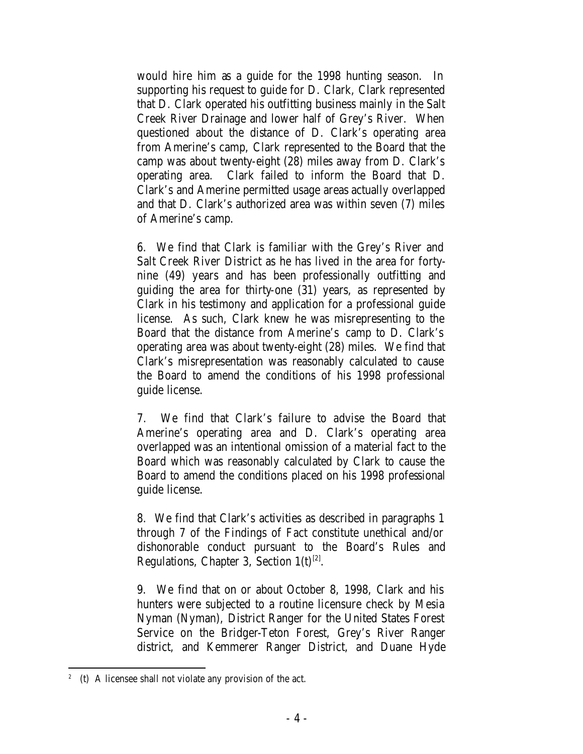would hire him as a guide for the 1998 hunting season. In supporting his request to guide for D. Clark, Clark represented that D. Clark operated his outfitting business mainly in the Salt Creek River Drainage and lower half of Grey's River. When questioned about the distance of D. Clark's operating area from Amerine's camp, Clark represented to the Board that the camp was about twenty-eight (28) miles away from D. Clark's operating area. Clark failed to inform the Board that D. Clark's and Amerine permitted usage areas actually overlapped and that D. Clark's authorized area was within seven (7) miles of Amerine's camp.

6. We find that Clark is familiar with the Grey's River and Salt Creek River District as he has lived in the area for forty-nine (49) years and has been professionally outfitting and guiding the area for thirty-one (31) years, as represented by Clark in his testimony and application for a professional guide license. As such, Clark knew he was misrepresenting to the Board that the distance from Amerine's camp to D. Clark's operating area was about twenty-eight (28) miles. We find that Clark's misrepresentation was reasonably calculated to cause the Board to amend the conditions of his 1998 professional guide license.

7. We find that Clark's failure to advise the Board that Amerine's operating area and D. Clark's operating area overlapped was an intentional omission of a material fact to the Board which was reasonably calculated by Clark to cause the Board to amend the conditions placed on his 1998 professional guide license.

8. We find that Clark's activities as described in paragraphs 1 through 7 of the Findings of Fact constitute unethical and/or dishonorable conduct pursuant to the Board's Rules and Regulations, Chapter 3, Section 1(t)[2].

9. We find that on or about October 8, 1998, Clark and his hunters were subjected to a routine licensure check by Mesia Nyman (Nyman), District Ranger for the United States Forest Service on the Bridger-Teton Forest, Grey's River Ranger district, and Kemmerer Ranger District, and Duane Hyde

[2] (t) A licensee shall not violate any provision of the act.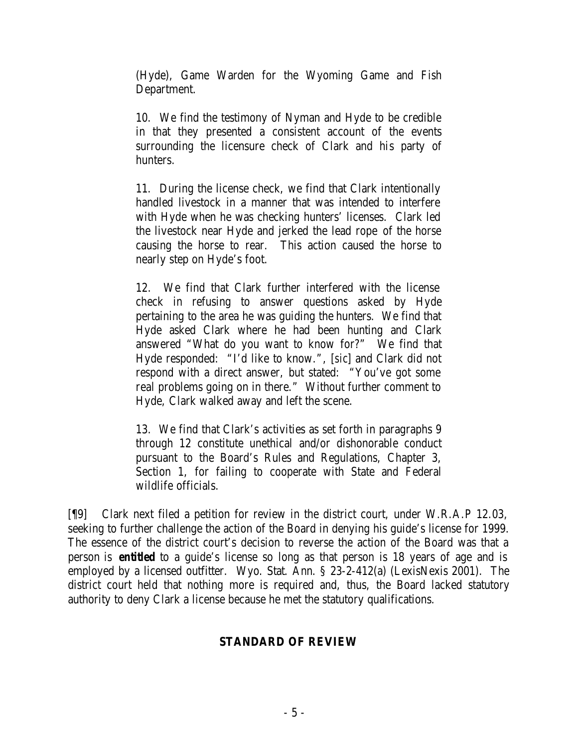(Hyde), Game Warden for the Wyoming Game and Fish Department.

> 10. We find the testimony of Nyman and Hyde to be credible in that they presented a consistent account of the events surrounding the licensure check of Clark and his party of hunters.
>
> 11. During the license check, we find that Clark intentionally handled livestock in a manner that was intended to interfere with Hyde when he was checking hunters' licenses. Clark led the livestock near Hyde and jerked the lead rope of the horse causing the horse to rear. This action caused the horse to nearly step on Hyde's foot.
>
> 12. We find that Clark further interfered with the license check in refusing to answer questions asked by Hyde pertaining to the area he was guiding the hunters. We find that Hyde asked Clark where he had been hunting and Clark answered "What do you want to know for?" We find that Hyde responded: "I'd like to know.", [sic] and Clark did not respond with a direct answer, but stated: "You've got some real problems going on in there." Without further comment to Hyde, Clark walked away and left the scene.
>
> 13. We find that Clark's activities as set forth in paragraphs 9 through 12 constitute unethical and/or dishonorable conduct pursuant to the Board's Rules and Regulations, Chapter 3, Section 1, for failing to cooperate with State and Federal wildlife officials.

[¶9] Clark next filed a petition for review in the district court, under W.R.A.P 12.03, seeking to further challenge the action of the Board in denying his guide's license for 1999. The essence of the district court's decision to reverse the action of the Board was that a person is ***entitled*** to a guide's license so long as that person is 18 years of age and is employed by a licensed outfitter. Wyo. Stat. Ann. § 23-2-412(a) (LexisNexis 2001). The district court held that nothing more is required and, thus, the Board lacked statutory authority to deny Clark a license because he met the statutory qualifications.

## STANDARD OF REVIEW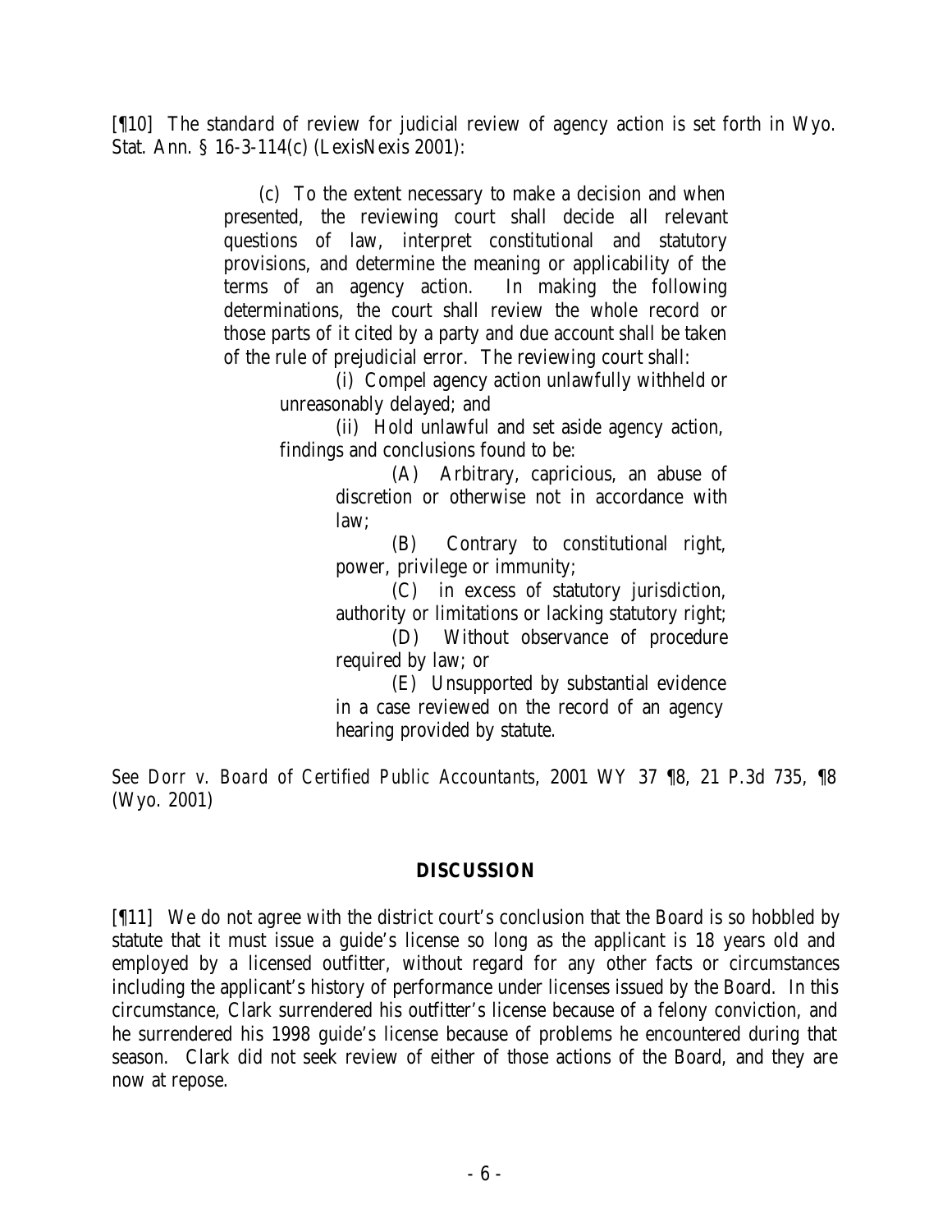[¶10] The standard of review for judicial review of agency action is set forth in Wyo. Stat. Ann. § 16-3-114(c) (LexisNexis 2001):

> (c) To the extent necessary to make a decision and when presented, the reviewing court shall decide all relevant questions of law, interpret constitutional and statutory provisions, and determine the meaning or applicability of the terms of an agency action. In making the following determinations, the court shall review the whole record or those parts of it cited by a party and due account shall be taken of the rule of prejudicial error. The reviewing court shall:
>
> > (i) Compel agency action unlawfully withheld or unreasonably delayed; and
> >
> > (ii) Hold unlawful and set aside agency action, findings and conclusions found to be:
> >
> > > (A) Arbitrary, capricious, an abuse of discretion or otherwise not in accordance with law;
> > >
> > > (B) Contrary to constitutional right, power, privilege or immunity;
> > >
> > > (C) in excess of statutory jurisdiction, authority or limitations or lacking statutory right;
> > >
> > > (D) Without observance of procedure required by law; or
> > >
> > > (E) Unsupported by substantial evidence in a case reviewed on the record of an agency hearing provided by statute.

*See Dorr v. Board of Certified Public Accountants*, 2001 WY 37 ¶8, 21 P.3d 735, ¶8 (Wyo. 2001)

## DISCUSSION

[¶11] We do not agree with the district court's conclusion that the Board is so hobbled by statute that it must issue a guide's license so long as the applicant is 18 years old and employed by a licensed outfitter, without regard for any other facts or circumstances including the applicant's history of performance under licenses issued by the Board. In this circumstance, Clark surrendered his outfitter's license because of a felony conviction, and he surrendered his 1998 guide's license because of problems he encountered during that season. Clark did not seek review of either of those actions of the Board, and they are now at repose.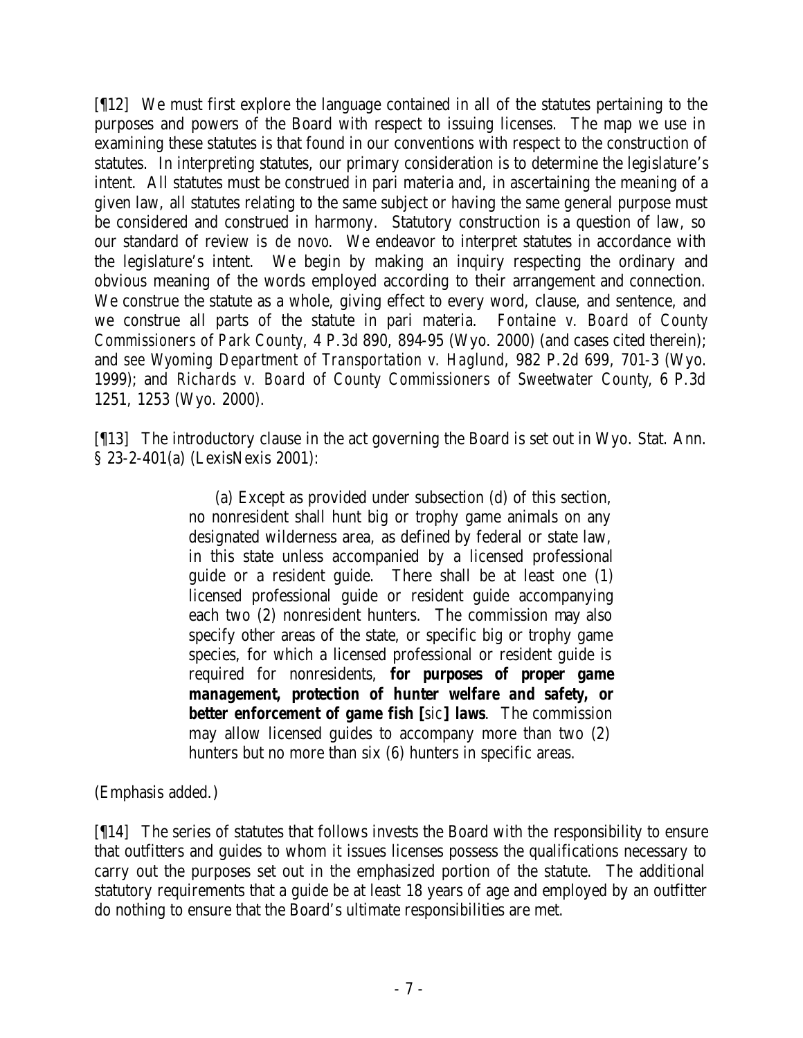[¶12] We must first explore the language contained in all of the statutes pertaining to the purposes and powers of the Board with respect to issuing licenses. The map we use in examining these statutes is that found in our conventions with respect to the construction of statutes. In interpreting statutes, our primary consideration is to determine the legislature's intent. All statutes must be construed in pari materia and, in ascertaining the meaning of a given law, all statutes relating to the same subject or having the same general purpose must be considered and construed in harmony. Statutory construction is a question of law, so our standard of review is *de novo*. We endeavor to interpret statutes in accordance with the legislature's intent. We begin by making an inquiry respecting the ordinary and obvious meaning of the words employed according to their arrangement and connection. We construe the statute as a whole, giving effect to every word, clause, and sentence, and we construe all parts of the statute in pari materia. *Fontaine v. Board of County Commissioners of Park County*, 4 P.3d 890, 894-95 (Wyo. 2000) (and cases cited therein); and *see Wyoming Department of Transportation v. Haglund*, 982 P.2d 699, 701-3 (Wyo. 1999); and *Richards v. Board of County Commissioners of Sweetwater County*, 6 P.3d 1251, 1253 (Wyo. 2000).

[¶13] The introductory clause in the act governing the Board is set out in Wyo. Stat. Ann. § 23-2-401(a) (LexisNexis 2001):

> (a) Except as provided under subsection (d) of this section, no nonresident shall hunt big or trophy game animals on any designated wilderness area, as defined by federal or state law, in this state unless accompanied by a licensed professional guide or a resident guide. There shall be at least one (1) licensed professional guide or resident guide accompanying each two (2) nonresident hunters. The commission may also specify other areas of the state, or specific big or trophy game species, for which a licensed professional or resident guide is required for nonresidents, **for purposes of proper game management, protection of hunter welfare and safety, or better enforcement of game fish [*sic*] laws**. The commission may allow licensed guides to accompany more than two (2) hunters but no more than six (6) hunters in specific areas.

(Emphasis added.)

[¶14] The series of statutes that follows invests the Board with the responsibility to ensure that outfitters and guides to whom it issues licenses possess the qualifications necessary to carry out the purposes set out in the emphasized portion of the statute. The additional statutory requirements that a guide be at least 18 years of age and employed by an outfitter do nothing to ensure that the Board's ultimate responsibilities are met.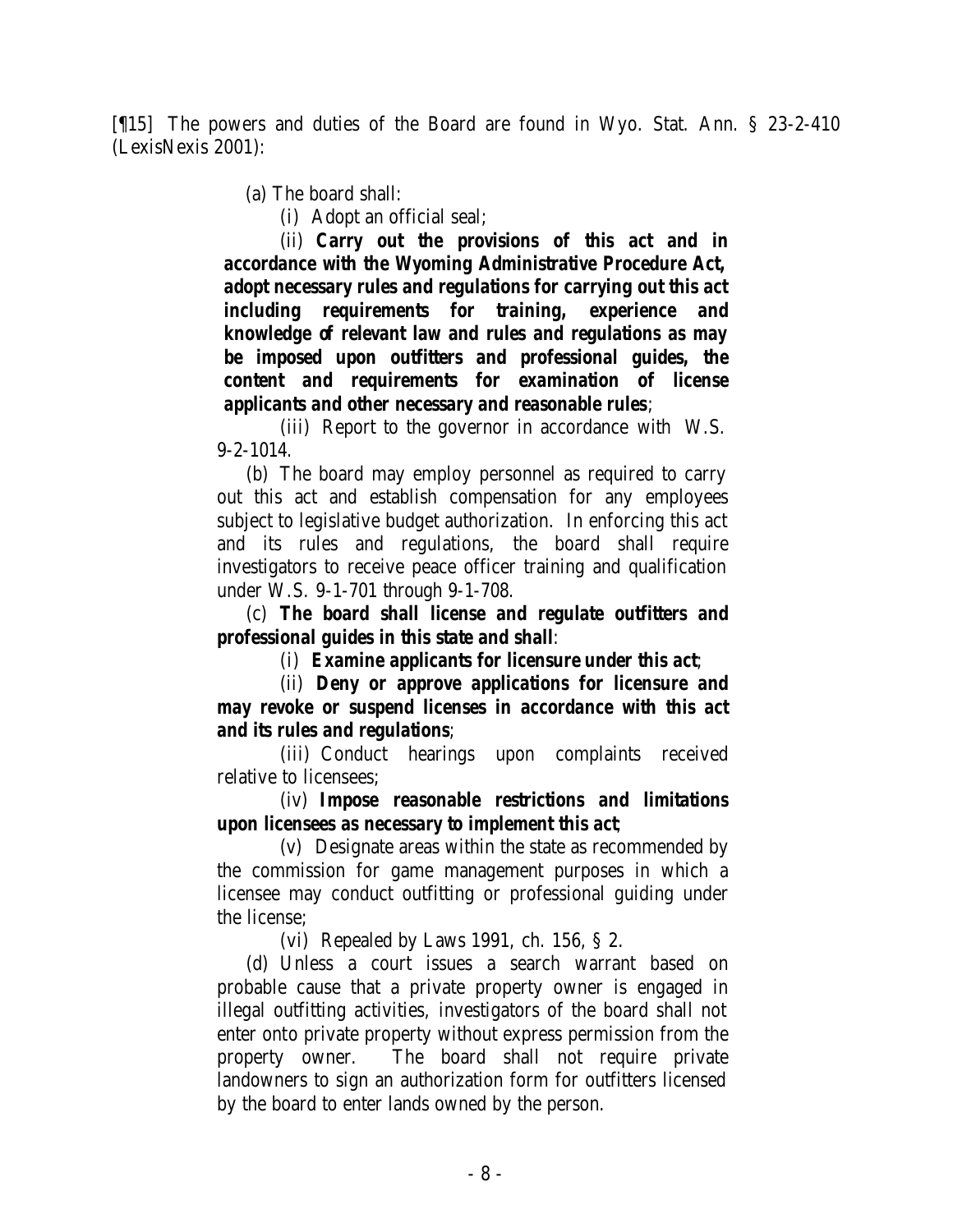[¶15] The powers and duties of the Board are found in Wyo. Stat. Ann. § 23-2-410 (LexisNexis 2001):

> (a) The board shall:
>
> (i) Adopt an official seal;
>
> (ii) **Carry out the provisions of this act and in accordance with the Wyoming Administrative Procedure Act, adopt necessary rules and regulations for carrying out this act including requirements for training, experience and knowledge of relevant law and rules and regulations as may be imposed upon outfitters and professional guides, the content and requirements for examination of license applicants and other necessary and reasonable rules**;
>
> (iii) Report to the governor in accordance with W.S. 9-2-1014.
>
> (b) The board may employ personnel as required to carry out this act and establish compensation for any employees subject to legislative budget authorization. In enforcing this act and its rules and regulations, the board shall require investigators to receive peace officer training and qualification under W.S. 9-1-701 through 9-1-708.
>
> (c) **The board shall license and regulate outfitters and professional guides in this state and shall**:
>
> (i) **Examine applicants for licensure under this act**;
>
> (ii) **Deny or approve applications for licensure and may revoke or suspend licenses in accordance with this act and its rules and regulations**;
>
> (iii) Conduct hearings upon complaints received relative to licensees;
>
> (iv) **Impose reasonable restrictions and limitations upon licensees as necessary to implement this act**;
>
> (v) Designate areas within the state as recommended by the commission for game management purposes in which a licensee may conduct outfitting or professional guiding under the license;
>
> (vi) Repealed by Laws 1991, ch. 156, § 2.
>
> (d) Unless a court issues a search warrant based on probable cause that a private property owner is engaged in illegal outfitting activities, investigators of the board shall not enter onto private property without express permission from the property owner. The board shall not require private landowners to sign an authorization form for outfitters licensed by the board to enter lands owned by the person.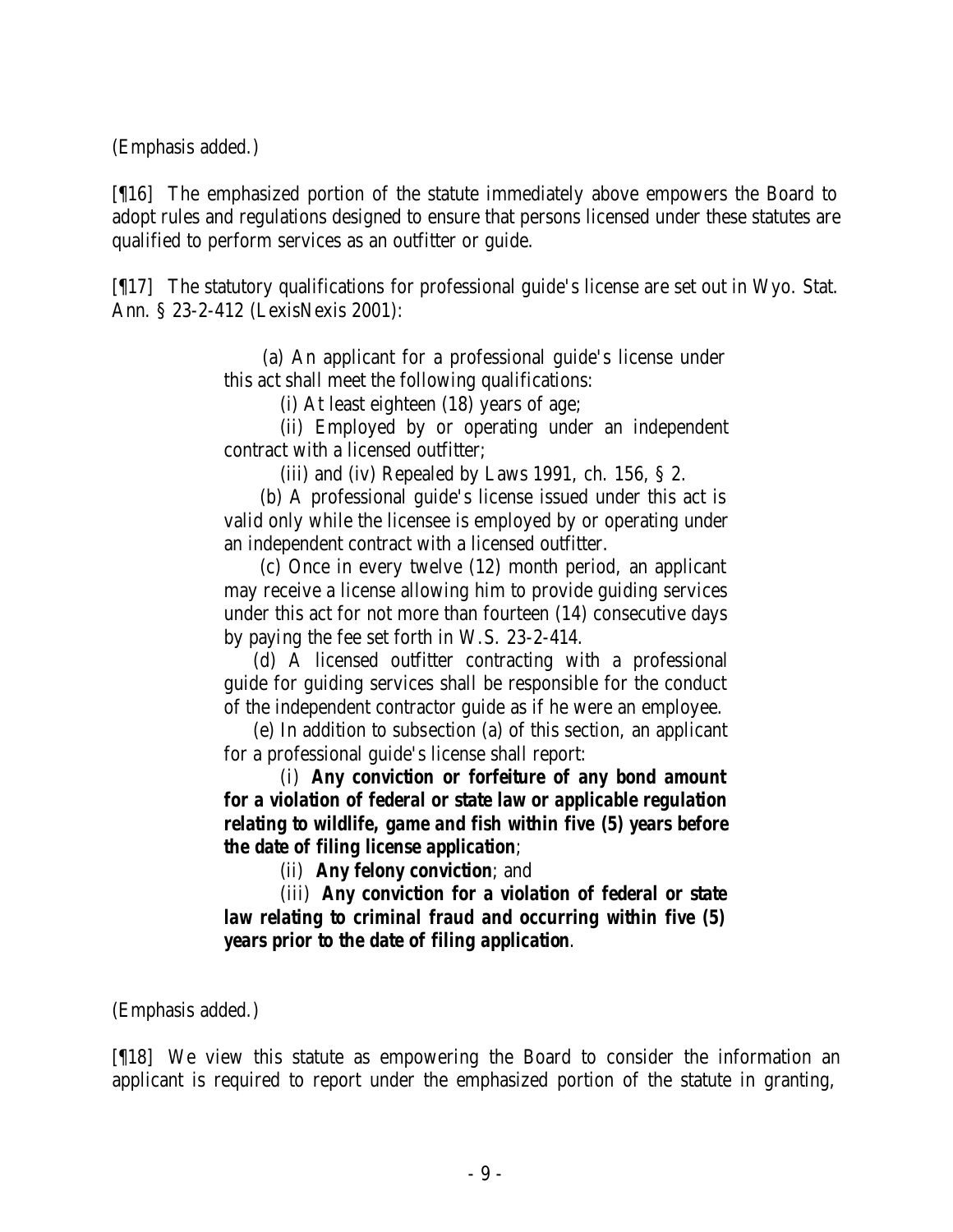(Emphasis added.)

[¶16] The emphasized portion of the statute immediately above empowers the Board to adopt rules and regulations designed to ensure that persons licensed under these statutes are qualified to perform services as an outfitter or guide.

[¶17] The statutory qualifications for professional guide's license are set out in Wyo. Stat. Ann. § 23-2-412 (LexisNexis 2001):

> (a) An applicant for a professional guide's license under this act shall meet the following qualifications:
>
> (i) At least eighteen (18) years of age;
>
> (ii) Employed by or operating under an independent contract with a licensed outfitter;
>
> (iii) and (iv) Repealed by Laws 1991, ch. 156, § 2.
>
> (b) A professional guide's license issued under this act is valid only while the licensee is employed by or operating under an independent contract with a licensed outfitter.
>
> (c) Once in every twelve (12) month period, an applicant may receive a license allowing him to provide guiding services under this act for not more than fourteen (14) consecutive days by paying the fee set forth in W.S. 23-2-414.
>
> (d) A licensed outfitter contracting with a professional guide for guiding services shall be responsible for the conduct of the independent contractor guide as if he were an employee.
>
> (e) In addition to subsection (a) of this section, an applicant for a professional guide's license shall report:
>
> (i) ***Any conviction or forfeiture of any bond amount for a violation of federal or state law or applicable regulation relating to wildlife, game and fish within five (5) years before the date of filing license application***;
>
> (ii) ***Any felony conviction***; and
>
> (iii) ***Any conviction for a violation of federal or state law relating to criminal fraud and occurring within five (5) years prior to the date of filing application***.

(Emphasis added.)

[¶18] We view this statute as empowering the Board to consider the information an applicant is required to report under the emphasized portion of the statute in granting,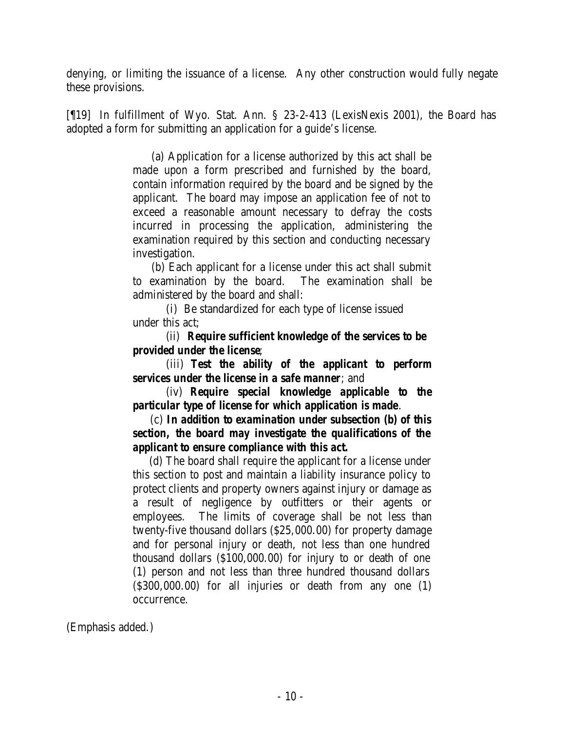denying, or limiting the issuance of a license. Any other construction would fully negate these provisions.

[¶19] In fulfillment of Wyo. Stat. Ann. § 23-2-413 (LexisNexis 2001), the Board has adopted a form for submitting an application for a guide's license.

> (a) Application for a license authorized by this act shall be made upon a form prescribed and furnished by the board, contain information required by the board and be signed by the applicant. The board may impose an application fee of not to exceed a reasonable amount necessary to defray the costs incurred in processing the application, administering the examination required by this section and conducting necessary investigation.
>
> (b) Each applicant for a license under this act shall submit to examination by the board. The examination shall be administered by the board and shall:
>
> (i) Be standardized for each type of license issued under this act;
>
> (ii) **Require sufficient knowledge of the services to be provided under the license**;
>
> (iii) **Test the ability of the applicant to perform services under the license in a safe manner**; and
>
> (iv) **Require special knowledge applicable to the particular type of license for which application is made**.
>
> (c) **In addition to examination under subsection (b) of this section, the board may investigate the qualifications of the applicant to ensure compliance with this act.**
>
> (d) The board shall require the applicant for a license under this section to post and maintain a liability insurance policy to protect clients and property owners against injury or damage as a result of negligence by outfitters or their agents or employees. The limits of coverage shall be not less than twenty-five thousand dollars ($25,000.00) for property damage and for personal injury or death, not less than one hundred thousand dollars ($100,000.00) for injury to or death of one (1) person and not less than three hundred thousand dollars ($300,000.00) for all injuries or death from any one (1) occurrence.

(Emphasis added.)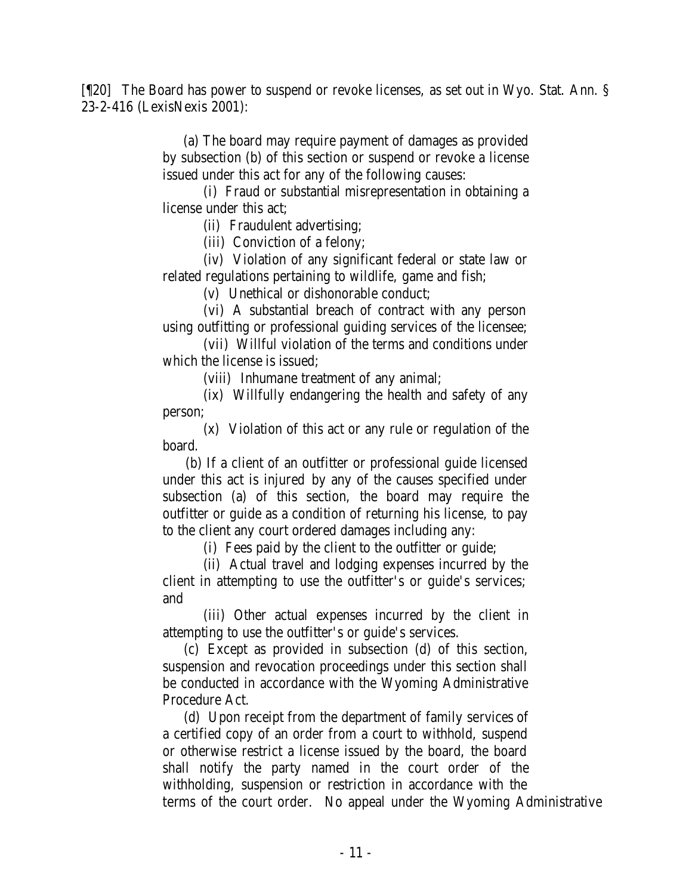[¶20] The Board has power to suspend or revoke licenses, as set out in Wyo. Stat. Ann. § 23-2-416 (LexisNexis 2001):

> (a) The board may require payment of damages as provided by subsection (b) of this section or suspend or revoke a license issued under this act for any of the following causes:
>
> (i) Fraud or substantial misrepresentation in obtaining a license under this act;
>
> (ii) Fraudulent advertising;
>
> (iii) Conviction of a felony;
>
> (iv) Violation of any significant federal or state law or related regulations pertaining to wildlife, game and fish;
>
> (v) Unethical or dishonorable conduct;
>
> (vi) A substantial breach of contract with any person using outfitting or professional guiding services of the licensee;
>
> (vii) Willful violation of the terms and conditions under which the license is issued;
>
> (viii) Inhumane treatment of any animal;
>
> (ix) Willfully endangering the health and safety of any person;
>
> (x) Violation of this act or any rule or regulation of the board.
>
> (b) If a client of an outfitter or professional guide licensed under this act is injured by any of the causes specified under subsection (a) of this section, the board may require the outfitter or guide as a condition of returning his license, to pay to the client any court ordered damages including any:
>
> (i) Fees paid by the client to the outfitter or guide;
>
> (ii) Actual travel and lodging expenses incurred by the client in attempting to use the outfitter's or guide's services; and
>
> (iii) Other actual expenses incurred by the client in attempting to use the outfitter's or guide's services.
>
> (c) Except as provided in subsection (d) of this section, suspension and revocation proceedings under this section shall be conducted in accordance with the Wyoming Administrative Procedure Act.
>
> (d) Upon receipt from the department of family services of a certified copy of an order from a court to withhold, suspend or otherwise restrict a license issued by the board, the board shall notify the party named in the court order of the withholding, suspension or restriction in accordance with the terms of the court order. No appeal under the Wyoming Administrative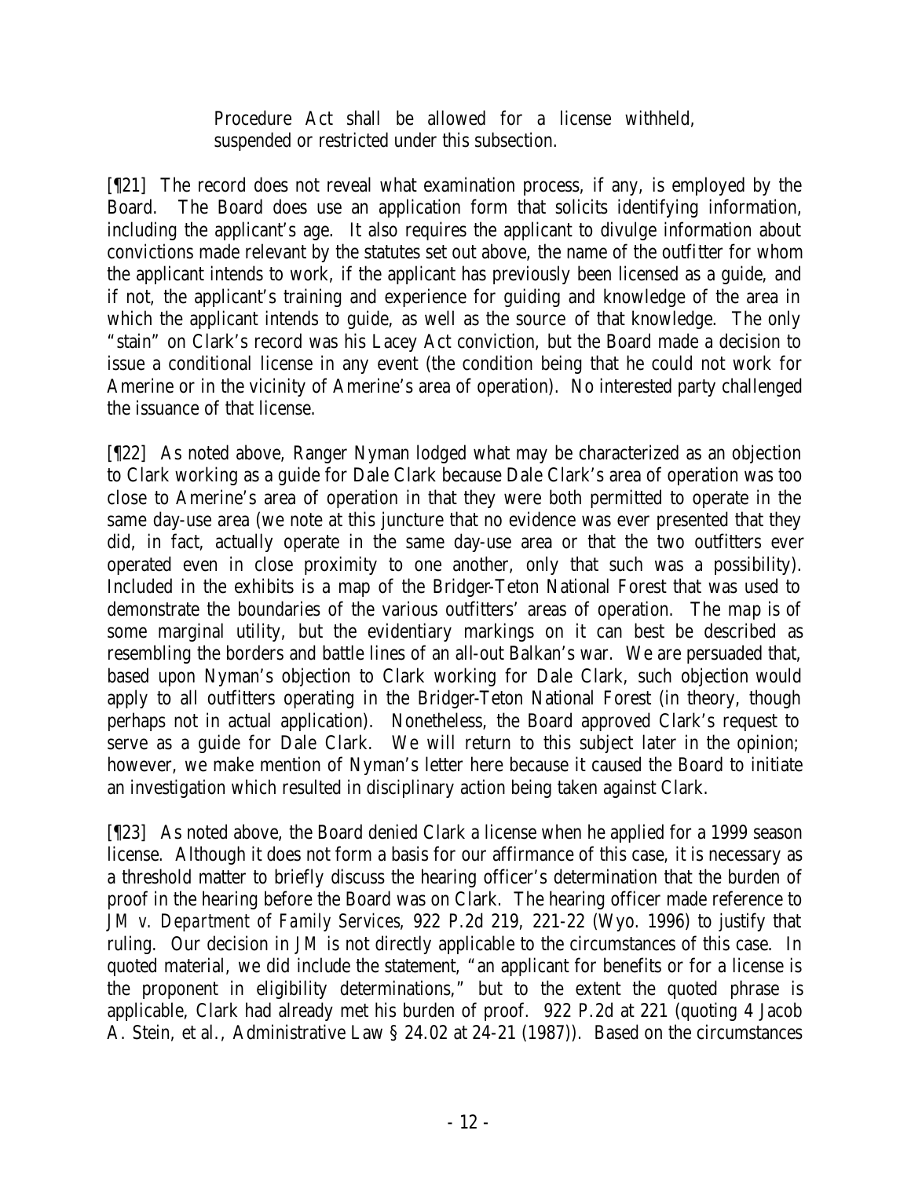Procedure Act shall be allowed for a license withheld, suspended or restricted under this subsection.

[¶21] The record does not reveal what examination process, if any, is employed by the Board. The Board does use an application form that solicits identifying information, including the applicant's age. It also requires the applicant to divulge information about convictions made relevant by the statutes set out above, the name of the outfitter for whom the applicant intends to work, if the applicant has previously been licensed as a guide, and if not, the applicant's training and experience for guiding and knowledge of the area in which the applicant intends to guide, as well as the source of that knowledge. The only "stain" on Clark's record was his Lacey Act conviction, but the Board made a decision to issue a conditional license in any event (the condition being that he could not work for Amerine or in the vicinity of Amerine's area of operation). No interested party challenged the issuance of that license.

[¶22] As noted above, Ranger Nyman lodged what may be characterized as an objection to Clark working as a guide for Dale Clark because Dale Clark's area of operation was too close to Amerine's area of operation in that they were both permitted to operate in the same day-use area (we note at this juncture that no evidence was ever presented that they did, in fact, actually operate in the same day-use area or that the two outfitters ever operated even in close proximity to one another, only that such was a possibility). Included in the exhibits is a map of the Bridger-Teton National Forest that was used to demonstrate the boundaries of the various outfitters' areas of operation. The map is of some marginal utility, but the evidentiary markings on it can best be described as resembling the borders and battle lines of an all-out Balkan's war. We are persuaded that, based upon Nyman's objection to Clark working for Dale Clark, such objection would apply to all outfitters operating in the Bridger-Teton National Forest (in theory, though perhaps not in actual application). Nonetheless, the Board approved Clark's request to serve as a guide for Dale Clark. We will return to this subject later in the opinion; however, we make mention of Nyman's letter here because it caused the Board to initiate an investigation which resulted in disciplinary action being taken against Clark.

[¶23] As noted above, the Board denied Clark a license when he applied for a 1999 season license. Although it does not form a basis for our affirmance of this case, it is necessary as a threshold matter to briefly discuss the hearing officer's determination that the burden of proof in the hearing before the Board was on Clark. The hearing officer made reference to *JM v. Department of Family Services*, 922 P.2d 219, 221-22 (Wyo. 1996) to justify that ruling. Our decision in *JM* is not directly applicable to the circumstances of this case. In quoted material, we did include the statement, "an applicant for benefits or for a license is the proponent in eligibility determinations," but to the extent the quoted phrase is applicable, Clark had already met his burden of proof. 922 P.2d at 221 (quoting 4 Jacob A. Stein, et al., Administrative Law § 24.02 at 24-21 (1987)). Based on the circumstances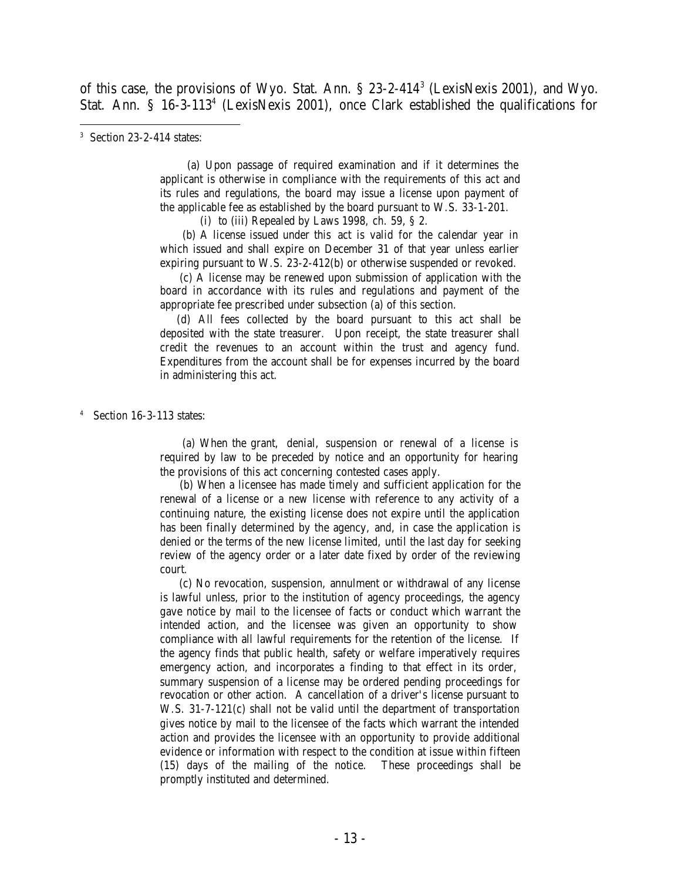of this case, the provisions of Wyo. Stat. Ann. § 23-2-414[3] (LexisNexis 2001), and Wyo. Stat. Ann. § 16-3-113[4] (LexisNexis 2001), once Clark established the qualifications for

---

[3] Section 23-2-414 states:

> (a) Upon passage of required examination and if it determines the applicant is otherwise in compliance with the requirements of this act and its rules and regulations, the board may issue a license upon payment of the applicable fee as established by the board pursuant to W.S. 33-1-201.
>
> (i) to (iii) Repealed by Laws 1998, ch. 59, § 2.
>
> (b) A license issued under this act is valid for the calendar year in which issued and shall expire on December 31 of that year unless earlier expiring pursuant to W.S. 23-2-412(b) or otherwise suspended or revoked.
>
> (c) A license may be renewed upon submission of application with the board in accordance with its rules and regulations and payment of the appropriate fee prescribed under subsection (a) of this section.
>
> (d) All fees collected by the board pursuant to this act shall be deposited with the state treasurer. Upon receipt, the state treasurer shall credit the revenues to an account within the trust and agency fund. Expenditures from the account shall be for expenses incurred by the board in administering this act.

[4] Section 16-3-113 states:

> (a) When the grant, denial, suspension or renewal of a license is required by law to be preceded by notice and an opportunity for hearing the provisions of this act concerning contested cases apply.
>
> (b) When a licensee has made timely and sufficient application for the renewal of a license or a new license with reference to any activity of a continuing nature, the existing license does not expire until the application has been finally determined by the agency, and, in case the application is denied or the terms of the new license limited, until the last day for seeking review of the agency order or a later date fixed by order of the reviewing court.
>
> (c) No revocation, suspension, annulment or withdrawal of any license is lawful unless, prior to the institution of agency proceedings, the agency gave notice by mail to the licensee of facts or conduct which warrant the intended action, and the licensee was given an opportunity to show compliance with all lawful requirements for the retention of the license. If the agency finds that public health, safety or welfare imperatively requires emergency action, and incorporates a finding to that effect in its order, summary suspension of a license may be ordered pending proceedings for revocation or other action. A cancellation of a driver's license pursuant to W.S. 31-7-121(c) shall not be valid until the department of transportation gives notice by mail to the licensee of the facts which warrant the intended action and provides the licensee with an opportunity to provide additional evidence or information with respect to the condition at issue within fifteen (15) days of the mailing of the notice. These proceedings shall be promptly instituted and determined.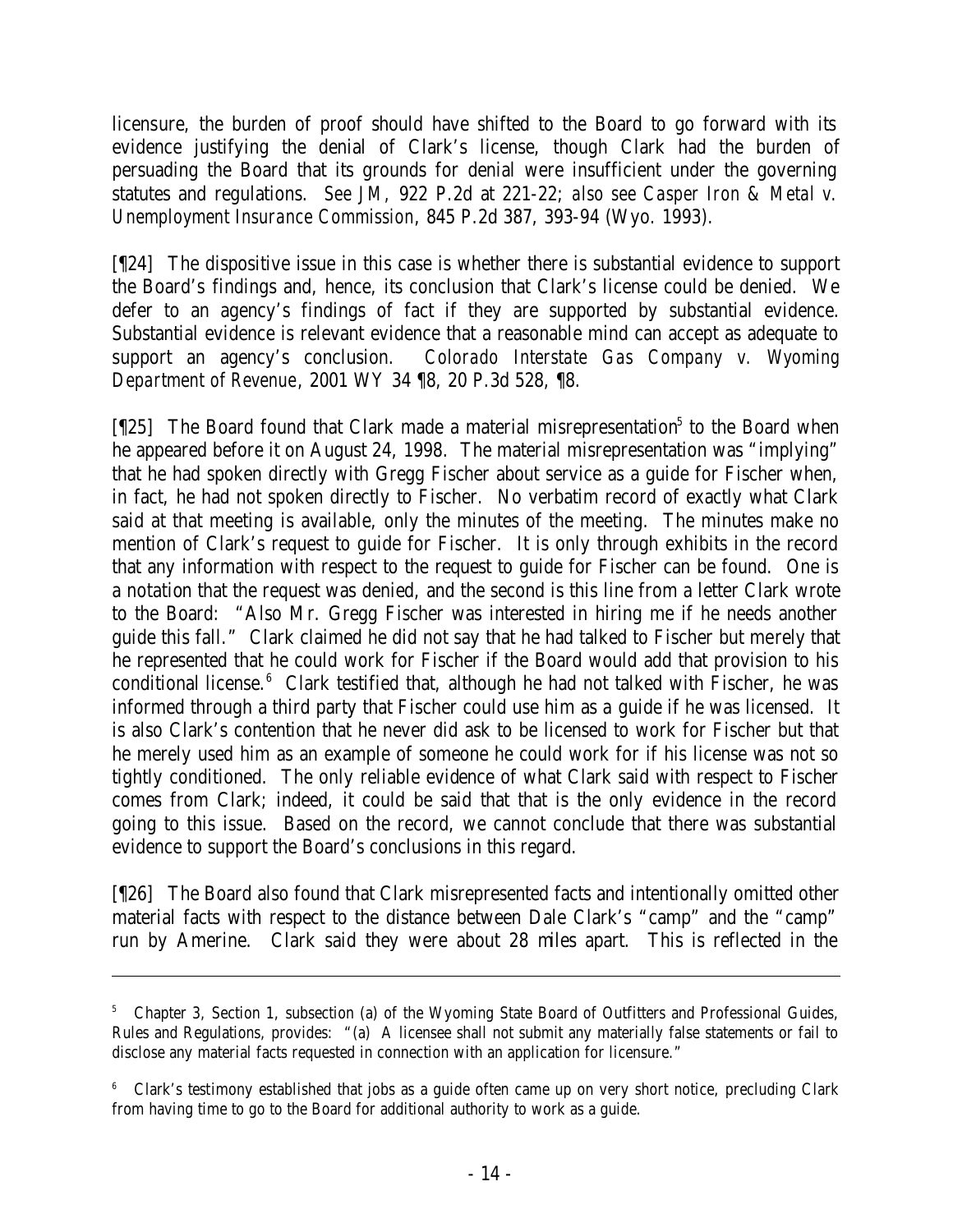licensure, the burden of proof should have shifted to the Board to go forward with its evidence justifying the denial of Clark's license, though Clark had the burden of persuading the Board that its grounds for denial were insufficient under the governing statutes and regulations. *See JM*, 922 P.2d at 221-22; *also see Casper Iron & Metal v. Unemployment Insurance Commission*, 845 P.2d 387, 393-94 (Wyo. 1993).

[¶24] The dispositive issue in this case is whether there is substantial evidence to support the Board's findings and, hence, its conclusion that Clark's license could be denied. We defer to an agency's findings of fact if they are supported by substantial evidence. Substantial evidence is relevant evidence that a reasonable mind can accept as adequate to support an agency's conclusion. *Colorado Interstate Gas Company v. Wyoming Department of Revenue*, 2001 WY 34 ¶8, 20 P.3d 528, ¶8.

[¶25] The Board found that Clark made a material misrepresentation[5] to the Board when he appeared before it on August 24, 1998. The material misrepresentation was "implying" that he had spoken directly with Gregg Fischer about service as a guide for Fischer when, in fact, he had not spoken directly to Fischer. No verbatim record of exactly what Clark said at that meeting is available, only the minutes of the meeting. The minutes make no mention of Clark's request to guide for Fischer. It is only through exhibits in the record that any information with respect to the request to guide for Fischer can be found. One is a notation that the request was denied, and the second is this line from a letter Clark wrote to the Board: "Also Mr. Gregg Fischer was interested in hiring me if he needs another guide this fall." Clark claimed he did not say that he had talked to Fischer but merely that he represented that he could work for Fischer if the Board would add that provision to his conditional license.[6] Clark testified that, although he had not talked with Fischer, he was informed through a third party that Fischer could use him as a guide if he was licensed. It is also Clark's contention that he never did ask to be licensed to work for Fischer but that he merely used him as an example of someone he could work for if his license was not so tightly conditioned. The only reliable evidence of what Clark said with respect to Fischer comes from Clark; indeed, it could be said that that is the only evidence in the record going to this issue. Based on the record, we cannot conclude that there was substantial evidence to support the Board's conclusions in this regard.

[¶26] The Board also found that Clark misrepresented facts and intentionally omitted other material facts with respect to the distance between Dale Clark's "camp" and the "camp" run by Amerine. Clark said they were about 28 miles apart. This is reflected in the

---

[5] Chapter 3, Section 1, subsection (a) of the Wyoming State Board of Outfitters and Professional Guides, Rules and Regulations, provides: "(a) A licensee shall not submit any materially false statements or fail to disclose any material facts requested in connection with an application for licensure."

[6] Clark's testimony established that jobs as a guide often came up on very short notice, precluding Clark from having time to go to the Board for additional authority to work as a guide.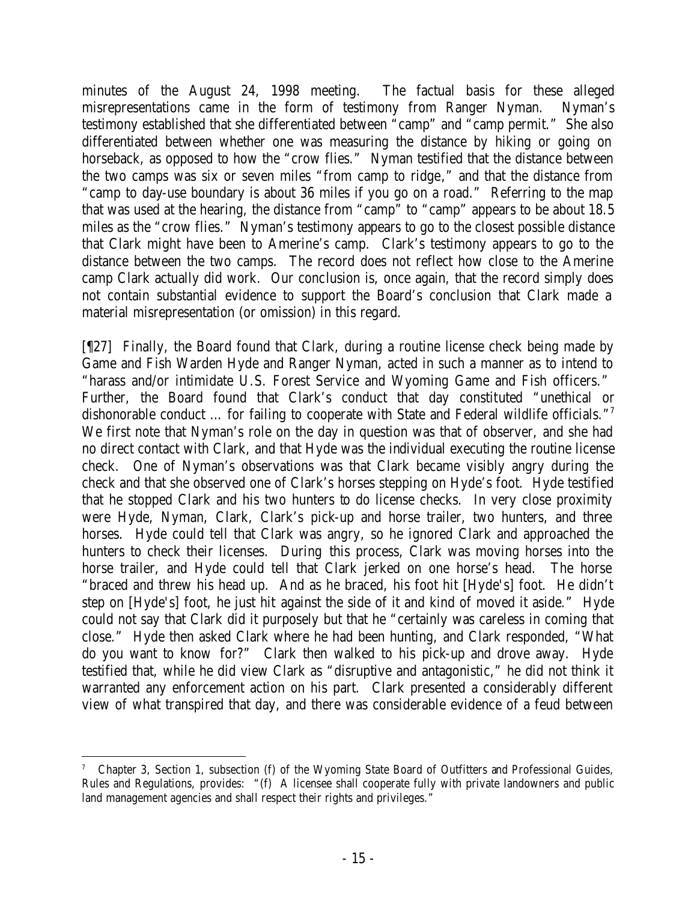minutes of the August 24, 1998 meeting. The factual basis for these alleged misrepresentations came in the form of testimony from Ranger Nyman. Nyman's testimony established that she differentiated between "camp" and "camp permit." She also differentiated between whether one was measuring the distance by hiking or going on horseback, as opposed to how the "crow flies." Nyman testified that the distance between the two camps was six or seven miles "from camp to ridge," and that the distance from "camp to day-use boundary is about 36 miles if you go on a road." Referring to the map that was used at the hearing, the distance from "camp" to "camp" appears to be about 18.5 miles as the "crow flies." Nyman's testimony appears to go to the closest possible distance that Clark might have been to Amerine's camp. Clark's testimony appears to go to the distance between the two camps. The record does not reflect how close to the Amerine camp Clark actually did work. Our conclusion is, once again, that the record simply does not contain substantial evidence to support the Board's conclusion that Clark made a material misrepresentation (or omission) in this regard.

[¶27] Finally, the Board found that Clark, during a routine license check being made by Game and Fish Warden Hyde and Ranger Nyman, acted in such a manner as to intend to "harass and/or intimidate U.S. Forest Service and Wyoming Game and Fish officers." Further, the Board found that Clark's conduct that day constituted "unethical or dishonorable conduct … for failing to cooperate with State and Federal wildlife officials."[7] We first note that Nyman's role on the day in question was that of observer, and she had no direct contact with Clark, and that Hyde was the individual executing the routine license check. One of Nyman's observations was that Clark became visibly angry during the check and that she observed one of Clark's horses stepping on Hyde's foot. Hyde testified that he stopped Clark and his two hunters to do license checks. In very close proximity were Hyde, Nyman, Clark, Clark's pick-up and horse trailer, two hunters, and three horses. Hyde could tell that Clark was angry, so he ignored Clark and approached the hunters to check their licenses. During this process, Clark was moving horses into the horse trailer, and Hyde could tell that Clark jerked on one horse's head. The horse "braced and threw his head up. And as he braced, his foot hit [Hyde's] foot. He didn't step on [Hyde's] foot, he just hit against the side of it and kind of moved it aside." Hyde could not say that Clark did it purposely but that he "certainly was careless in coming that close." Hyde then asked Clark where he had been hunting, and Clark responded, "What do you want to know for?" Clark then walked to his pick-up and drove away. Hyde testified that, while he did view Clark as "disruptive and antagonistic," he did not think it warranted any enforcement action on his part. Clark presented a considerably different view of what transpired that day, and there was considerable evidence of a feud between

---

[7] Chapter 3, Section 1, subsection (f) of the Wyoming State Board of Outfitters and Professional Guides, Rules and Regulations, provides: "(f) A licensee shall cooperate fully with private landowners and public land management agencies and shall respect their rights and privileges."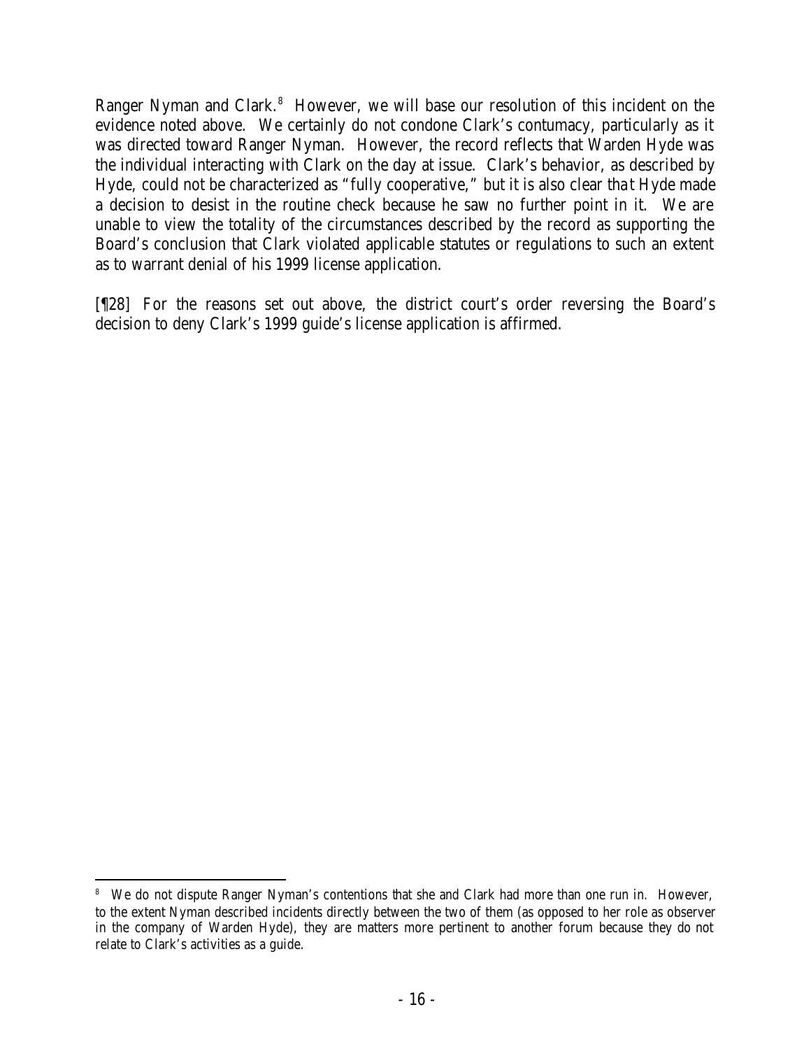Ranger Nyman and Clark.[8] However, we will base our resolution of this incident on the evidence noted above. We certainly do not condone Clark's contumacy, particularly as it was directed toward Ranger Nyman. However, the record reflects that Warden Hyde was the individual interacting with Clark on the day at issue. Clark's behavior, as described by Hyde, could not be characterized as "fully cooperative," but it is also clear that Hyde made a decision to desist in the routine check because he saw no further point in it. We are unable to view the totality of the circumstances described by the record as supporting the Board's conclusion that Clark violated applicable statutes or regulations to such an extent as to warrant denial of his 1999 license application.

[¶28] For the reasons set out above, the district court's order reversing the Board's decision to deny Clark's 1999 guide's license application is affirmed.

---

[8] We do not dispute Ranger Nyman's contentions that she and Clark had more than one run in. However, to the extent Nyman described incidents directly between the two of them (as opposed to her role as observer in the company of Warden Hyde), they are matters more pertinent to another forum because they do not relate to Clark's activities as a guide.